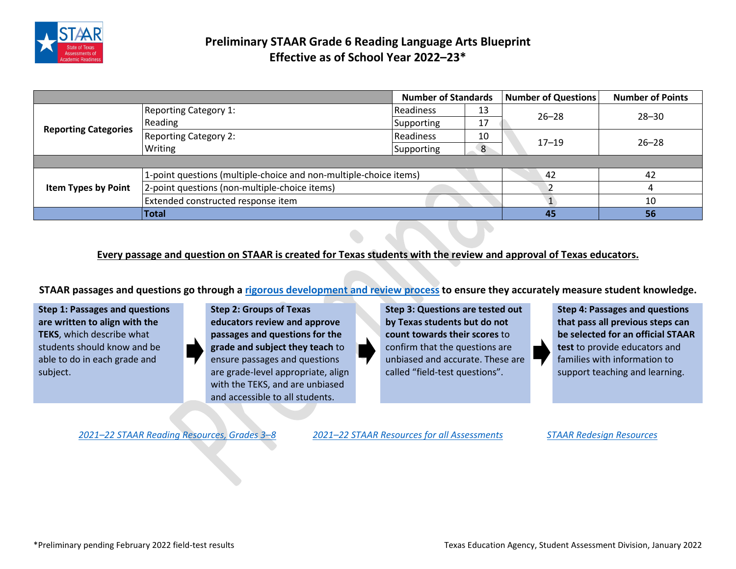# Preliminary STAAR Grade 6 Reading Language Arts Blueprint
## Effective as of School Year 2022–23*

| | | Number of Standards | | Number of Questions | Number of Points |
|---|---|---|---|---|---|
| **Reporting Categories** | Reporting Category 1: Reading | Readiness | 13 | 26–28 | 28–30 |
| | | Supporting | 17 | | |
| | Reporting Category 2: Writing | Readiness | 10 | 17–19 | 26–28 |
| | | Supporting | 8 | | |
| **Item Types by Point** | 1-point questions (multiple-choice and non-multiple-choice items) | | | 42 | 42 |
| | 2-point questions (non-multiple-choice items) | | | 2 | 4 |
| | Extended constructed response item | | | 1 | 10 |
| | **Total** | | | **45** | **56** |

**Every passage and question on STAAR is created for Texas students with the review and approval of Texas educators.**

**STAAR passages and questions go through a rigorous development and review process to ensure they accurately measure student knowledge.**

**Step 1: Passages and questions are written to align with the TEKS**, which describe what students should know and be able to do in each grade and subject.

**Step 2: Groups of Texas educators review and approve passages and questions for the grade and subject they teach** to ensure passages and questions are grade-level appropriate, align with the TEKS, and are unbiased and accessible to all students.

**Step 3: Questions are tested out by Texas students but do not count towards their scores** to confirm that the questions are unbiased and accurate. These are called "field-test questions".

**Step 4: Passages and questions that pass all previous steps can be selected for an official STAAR test** to provide educators and families with information to support teaching and learning.

*2021–22 STAAR Reading Resources, Grades 3–8* | *2021–22 STAAR Resources for all Assessments* | *STAAR Redesign Resources*

*Preliminary pending February 2022 field-test results

Texas Education Agency, Student Assessment Division, January 2022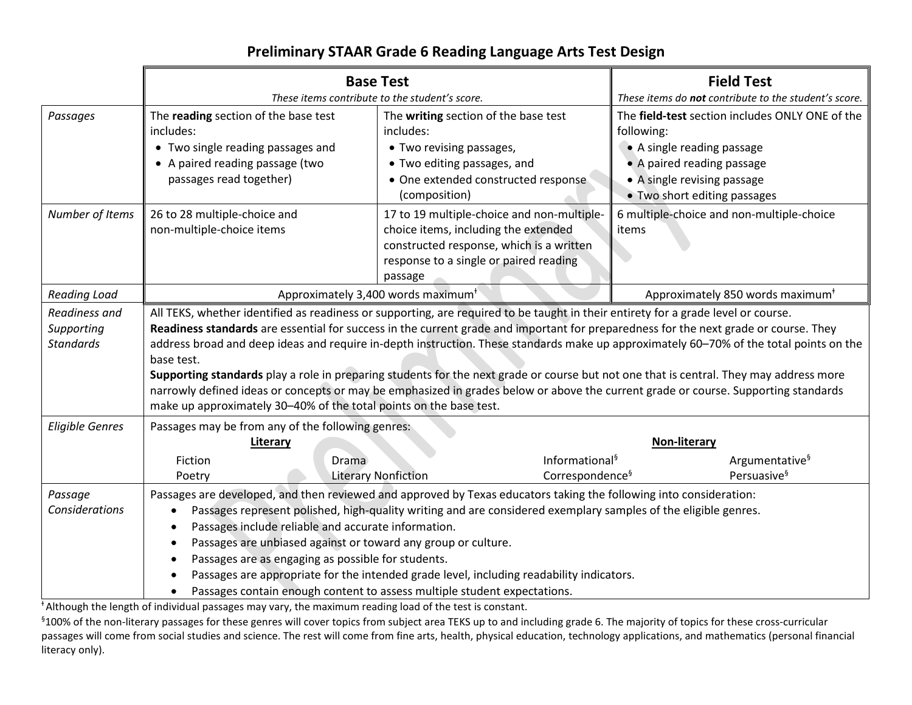# Preliminary STAAR Grade 6 Reading Language Arts Test Design

| | Base Test<br>*These items contribute to the student's score.* | | Field Test<br>*These items do **not** contribute to the student's score.* |
|---|---|---|---|
| *Passages* | The **reading** section of the base test includes:<br>• Two single reading passages and<br>• A paired reading passage (two passages read together) | The **writing** section of the base test includes:<br>• Two revising passages,<br>• Two editing passages, and<br>• One extended constructed response (composition) | The **field-test** section includes ONLY ONE of the following:<br>• A single reading passage<br>• A paired reading passage<br>• A single revising passage<br>• Two short editing passages |
| *Number of Items* | 26 to 28 multiple-choice and non-multiple-choice items | 17 to 19 multiple-choice and non-multiple-choice items, including the extended constructed response, which is a written response to a single or paired reading passage | 6 multiple-choice and non-multiple-choice items |
| *Reading Load* | Approximately 3,400 words maximum[‡] | | Approximately 850 words maximum[‡] |
| *Readiness and Supporting Standards* | All TEKS, whether identified as readiness or supporting, are required to be taught in their entirety for a grade level or course.<br>**Readiness standards** are essential for success in the current grade and important for preparedness for the next grade or course. They address broad and deep ideas and require in-depth instruction. These standards make up approximately 60–70% of the total points on the base test.<br>**Supporting standards** play a role in preparing students for the next grade or course but not one that is central. They may address more narrowly defined ideas or concepts or may be emphasized in grades below or above the current grade or course. Supporting standards make up approximately 30–40% of the total points on the base test. | | |
| *Eligible Genres* | Passages may be from any of the following genres:<br>**Literary**: Fiction, Poetry, Drama, Literary Nonfiction<br>**Non-literary**: Informational[§], Correspondence[§], Argumentative[§], Persuasive[§] | | |
| *Passage Considerations* | Passages are developed, and then reviewed and approved by Texas educators taking the following into consideration:<br>• Passages represent polished, high-quality writing and are considered exemplary samples of the eligible genres.<br>• Passages include reliable and accurate information.<br>• Passages are unbiased against or toward any group or culture.<br>• Passages are as engaging as possible for students.<br>• Passages are appropriate for the intended grade level, including readability indicators.<br>• Passages contain enough content to assess multiple student expectations. | | |

[‡] Although the length of individual passages may vary, the maximum reading load of the test is constant.

[§] 100% of the non-literary passages for these genres will cover topics from subject area TEKS up to and including grade 6. The majority of topics for these cross-curricular passages will come from social studies and science. The rest will come from fine arts, health, physical education, technology applications, and mathematics (personal financial literacy only).